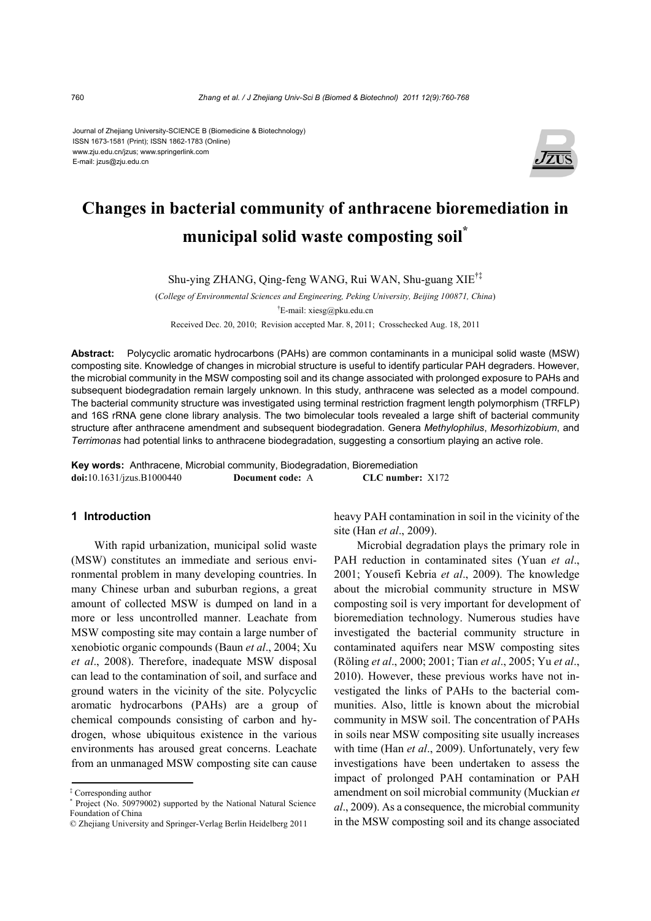Journal of Zhejiang University-SCIENCE B (Biomedicine & Biotechnology)
ISSN 1673-1581 (Print); ISSN 1862-1783 (Online)
www.zju.edu.cn/jzus; www.springerlink.com
E-mail: jzus@zju.edu.cn

# Changes in bacterial community of anthracene bioremediation in municipal solid waste composting soil*

Shu-ying ZHANG, Qing-feng WANG, Rui WAN, Shu-guang XIE[†‡]

(*College of Environmental Sciences and Engineering, Peking University, Beijing 100871, China*)

[†]E-mail: xiesg@pku.edu.cn

Received Dec. 20, 2010; Revision accepted Mar. 8, 2011; Crosschecked Aug. 18, 2011

**Abstract:** Polycyclic aromatic hydrocarbons (PAHs) are common contaminants in a municipal solid waste (MSW) composting site. Knowledge of changes in microbial structure is useful to identify particular PAH degraders. However, the microbial community in the MSW composting soil and its change associated with prolonged exposure to PAHs and subsequent biodegradation remain largely unknown. In this study, anthracene was selected as a model compound. The bacterial community structure was investigated using terminal restriction fragment length polymorphism (TRFLP) and 16S rRNA gene clone library analysis. The two bimolecular tools revealed a large shift of bacterial community structure after anthracene amendment and subsequent biodegradation. Genera *Methylophilus*, *Mesorhizobium*, and *Terrimonas* had potential links to anthracene biodegradation, suggesting a consortium playing an active role.

**Key words:** Anthracene, Microbial community, Biodegradation, Bioremediation
**doi:**10.1631/jzus.B1000440 **Document code:** A **CLC number:** X172

## 1 Introduction

With rapid urbanization, municipal solid waste (MSW) constitutes an immediate and serious environmental problem in many developing countries. In many Chinese urban and suburban regions, a great amount of collected MSW is dumped on land in a more or less uncontrolled manner. Leachate from MSW composting site may contain a large number of xenobiotic organic compounds (Baun *et al*., 2004; Xu *et al*., 2008). Therefore, inadequate MSW disposal can lead to the contamination of soil, and surface and ground waters in the vicinity of the site. Polycyclic aromatic hydrocarbons (PAHs) are a group of chemical compounds consisting of carbon and hydrogen, whose ubiquitous existence in the various environments has aroused great concerns. Leachate from an unmanaged MSW composting site can cause heavy PAH contamination in soil in the vicinity of the site (Han *et al*., 2009).

Microbial degradation plays the primary role in PAH reduction in contaminated sites (Yuan *et al*., 2001; Yousefi Kebria *et al*., 2009). The knowledge about the microbial community structure in MSW composting soil is very important for development of bioremediation technology. Numerous studies have investigated the bacterial community structure in contaminated aquifers near MSW composting sites (Röling *et al*., 2000; 2001; Tian *et al*., 2005; Yu *et al*., 2010). However, these previous works have not investigated the links of PAHs to the bacterial communities. Also, little is known about the microbial community in MSW soil. The concentration of PAHs in soils near MSW compositing site usually increases with time (Han *et al*., 2009). Unfortunately, very few investigations have been undertaken to assess the impact of prolonged PAH contamination or PAH amendment on soil microbial community (Muckian *et al*., 2009). As a consequence, the microbial community in the MSW composting soil and its change associated

---

[‡] Corresponding author

[*] Project (No. 50979002) supported by the National Natural Science Foundation of China

© Zhejiang University and Springer-Verlag Berlin Heidelberg 2011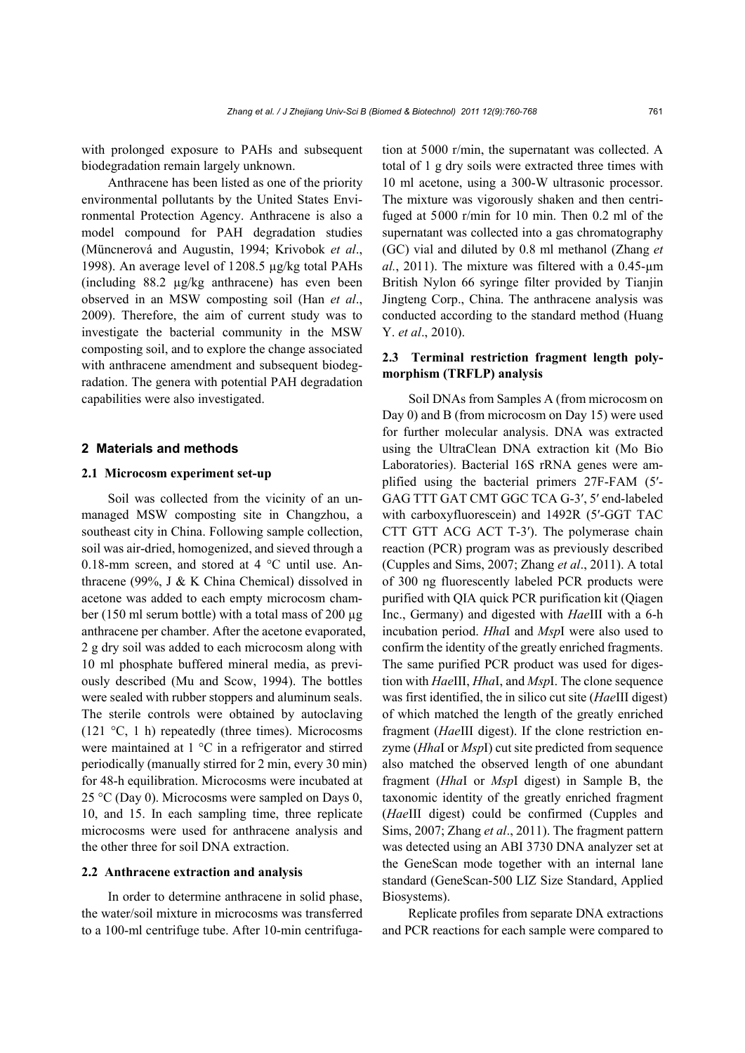with prolonged exposure to PAHs and subsequent biodegradation remain largely unknown.

Anthracene has been listed as one of the priority environmental pollutants by the United States Environmental Protection Agency. Anthracene is also a model compound for PAH degradation studies (Müncnerová and Augustin, 1994; Krivobok *et al*., 1998). An average level of 1208.5 μg/kg total PAHs (including 88.2 μg/kg anthracene) has even been observed in an MSW composting soil (Han *et al*., 2009). Therefore, the aim of current study was to investigate the bacterial community in the MSW composting soil, and to explore the change associated with anthracene amendment and subsequent biodegradation. The genera with potential PAH degradation capabilities were also investigated.

## 2 Materials and methods

### 2.1 Microcosm experiment set-up

Soil was collected from the vicinity of an unmanaged MSW composting site in Changzhou, a southeast city in China. Following sample collection, soil was air-dried, homogenized, and sieved through a 0.18-mm screen, and stored at 4 °C until use. Anthracene (99%, J & K China Chemical) dissolved in acetone was added to each empty microcosm chamber (150 ml serum bottle) with a total mass of 200 μg anthracene per chamber. After the acetone evaporated, 2 g dry soil was added to each microcosm along with 10 ml phosphate buffered mineral media, as previously described (Mu and Scow, 1994). The bottles were sealed with rubber stoppers and aluminum seals. The sterile controls were obtained by autoclaving (121 °C, 1 h) repeatedly (three times). Microcosms were maintained at 1 °C in a refrigerator and stirred periodically (manually stirred for 2 min, every 30 min) for 48-h equilibration. Microcosms were incubated at 25 °C (Day 0). Microcosms were sampled on Days 0, 10, and 15. In each sampling time, three replicate microcosms were used for anthracene analysis and the other three for soil DNA extraction.

### 2.2 Anthracene extraction and analysis

In order to determine anthracene in solid phase, the water/soil mixture in microcosms was transferred to a 100-ml centrifuge tube. After 10-min centrifugation at 5000 r/min, the supernatant was collected. A total of 1 g dry soils were extracted three times with 10 ml acetone, using a 300-W ultrasonic processor. The mixture was vigorously shaken and then centrifuged at 5000 r/min for 10 min. Then 0.2 ml of the supernatant was collected into a gas chromatography (GC) vial and diluted by 0.8 ml methanol (Zhang *et al*., 2011). The mixture was filtered with a 0.45-μm British Nylon 66 syringe filter provided by Tianjin Jingteng Corp., China. The anthracene analysis was conducted according to the standard method (Huang Y. *et al*., 2010).

### 2.3 Terminal restriction fragment length polymorphism (TRFLP) analysis

Soil DNAs from Samples A (from microcosm on Day 0) and B (from microcosm on Day 15) were used for further molecular analysis. DNA was extracted using the UltraClean DNA extraction kit (Mo Bio Laboratories). Bacterial 16S rRNA genes were amplified using the bacterial primers 27F-FAM (5′-GAG TTT GAT CMT GGC TCA G-3′, 5′ end-labeled with carboxyfluorescein) and 1492R (5′-GGT TAC CTT GTT ACG ACT T-3′). The polymerase chain reaction (PCR) program was as previously described (Cupples and Sims, 2007; Zhang *et al*., 2011). A total of 300 ng fluorescently labeled PCR products were purified with QIA quick PCR purification kit (Qiagen Inc., Germany) and digested with *Hae*III with a 6-h incubation period. *Hha*I and *Msp*I were also used to confirm the identity of the greatly enriched fragments. The same purified PCR product was used for digestion with *Hae*III, *Hha*I, and *Msp*I. The clone sequence was first identified, the in silico cut site (*Hae*III digest) of which matched the length of the greatly enriched fragment (*Hae*III digest). If the clone restriction enzyme (*Hha*I or *Msp*I) cut site predicted from sequence also matched the observed length of one abundant fragment (*Hha*I or *Msp*I digest) in Sample B, the taxonomic identity of the greatly enriched fragment (*Hae*III digest) could be confirmed (Cupples and Sims, 2007; Zhang *et al*., 2011). The fragment pattern was detected using an ABI 3730 DNA analyzer set at the GeneScan mode together with an internal lane standard (GeneScan-500 LIZ Size Standard, Applied Biosystems).

Replicate profiles from separate DNA extractions and PCR reactions for each sample were compared to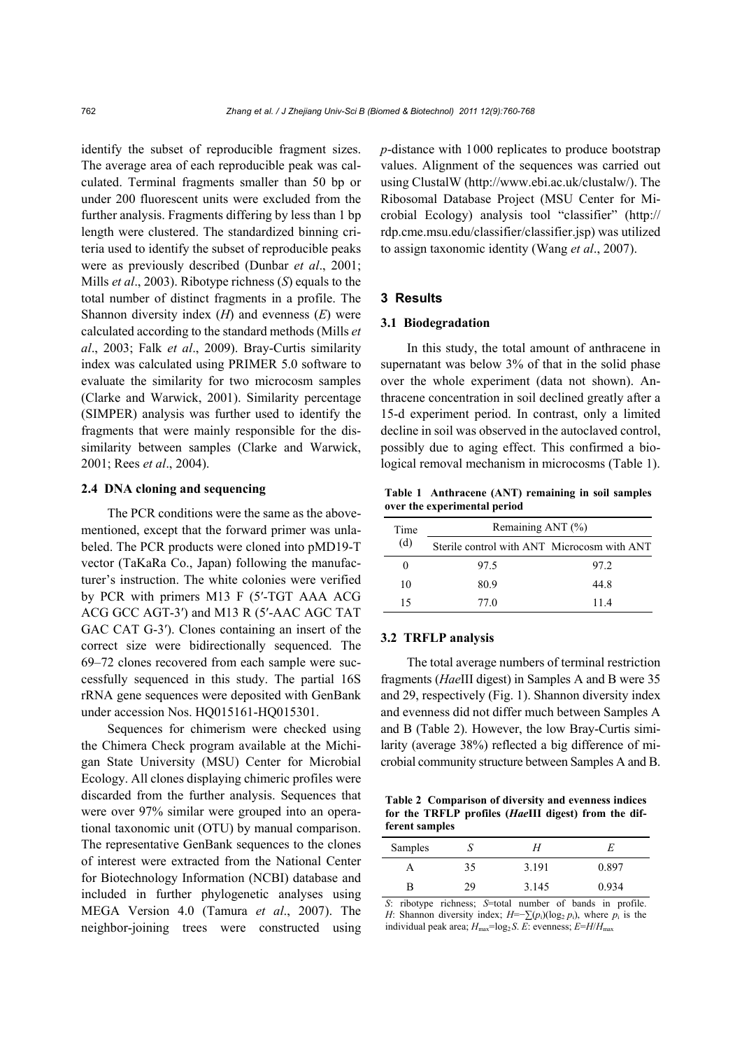identify the subset of reproducible fragment sizes. The average area of each reproducible peak was calculated. Terminal fragments smaller than 50 bp or under 200 fluorescent units were excluded from the further analysis. Fragments differing by less than 1 bp length were clustered. The standardized binning criteria used to identify the subset of reproducible peaks were as previously described (Dunbar *et al*., 2001; Mills *et al*., 2003). Ribotype richness ($S$) equals to the total number of distinct fragments in a profile. The Shannon diversity index ($H$) and evenness ($E$) were calculated according to the standard methods (Mills *et al*., 2003; Falk *et al*., 2009). Bray-Curtis similarity index was calculated using PRIMER 5.0 software to evaluate the similarity for two microcosm samples (Clarke and Warwick, 2001). Similarity percentage (SIMPER) analysis was further used to identify the fragments that were mainly responsible for the dissimilarity between samples (Clarke and Warwick, 2001; Rees *et al*., 2004).

### 2.4 DNA cloning and sequencing

The PCR conditions were the same as the above-mentioned, except that the forward primer was unlabeled. The PCR products were cloned into pMD19-T vector (TaKaRa Co., Japan) following the manufacturer's instruction. The white colonies were verified by PCR with primers M13 F (5′-TGT AAA ACG ACG GCC AGT-3′) and M13 R (5′-AAC AGC TAT GAC CAT G-3′). Clones containing an insert of the correct size were bidirectionally sequenced. The 69–72 clones recovered from each sample were successfully sequenced in this study. The partial 16S rRNA gene sequences were deposited with GenBank under accession Nos. HQ015161-HQ015301.

Sequences for chimerism were checked using the Chimera Check program available at the Michigan State University (MSU) Center for Microbial Ecology. All clones displaying chimeric profiles were discarded from the further analysis. Sequences that were over 97% similar were grouped into an operational taxonomic unit (OTU) by manual comparison. The representative GenBank sequences to the clones of interest were extracted from the National Center for Biotechnology Information (NCBI) database and included in further phylogenetic analyses using MEGA Version 4.0 (Tamura *et al*., 2007). The neighbor-joining trees were constructed using *p*-distance with 1000 replicates to produce bootstrap values. Alignment of the sequences was carried out using ClustalW (http://www.ebi.ac.uk/clustalw/). The Ribosomal Database Project (MSU Center for Microbial Ecology) analysis tool "classifier" (http://rdp.cme.msu.edu/classifier/classifier.jsp) was utilized to assign taxonomic identity (Wang *et al*., 2007).

## 3 Results

### 3.1 Biodegradation

In this study, the total amount of anthracene in supernatant was below 3% of that in the solid phase over the whole experiment (data not shown). Anthracene concentration in soil declined greatly after a 15-d experiment period. In contrast, only a limited decline in soil was observed in the autoclaved control, possibly due to aging effect. This confirmed a biological removal mechanism in microcosms (Table 1).

**Table 1 Anthracene (ANT) remaining in soil samples over the experimental period**

| Time (d) | Remaining ANT (%) | |
|---|---|---|
| | Sterile control with ANT | Microcosm with ANT |
| 0 | 97.5 | 97.2 |
| 10 | 80.9 | 44.8 |
| 15 | 77.0 | 11.4 |

### 3.2 TRFLP analysis

The total average numbers of terminal restriction fragments (*Hae*III digest) in Samples A and B were 35 and 29, respectively (Fig. 1). Shannon diversity index and evenness did not differ much between Samples A and B (Table 2). However, the low Bray-Curtis similarity (average 38%) reflected a big difference of microbial community structure between Samples A and B.

**Table 2 Comparison of diversity and evenness indices for the TRFLP profiles (*Hae*III digest) from the different samples**

| Samples | $S$ | $H$ | $E$ |
|---|---|---|---|
| A | 35 | 3.191 | 0.897 |
| B | 29 | 3.145 | 0.934 |

$S$: ribotype richness; $S$=total number of bands in profile. $H$: Shannon diversity index; $H=-\sum(p_i)(\log_2 p_i)$, where $p_i$ is the individual peak area; $H_{max}=\log_2 S$. $E$: evenness; $E=H/H_{max}$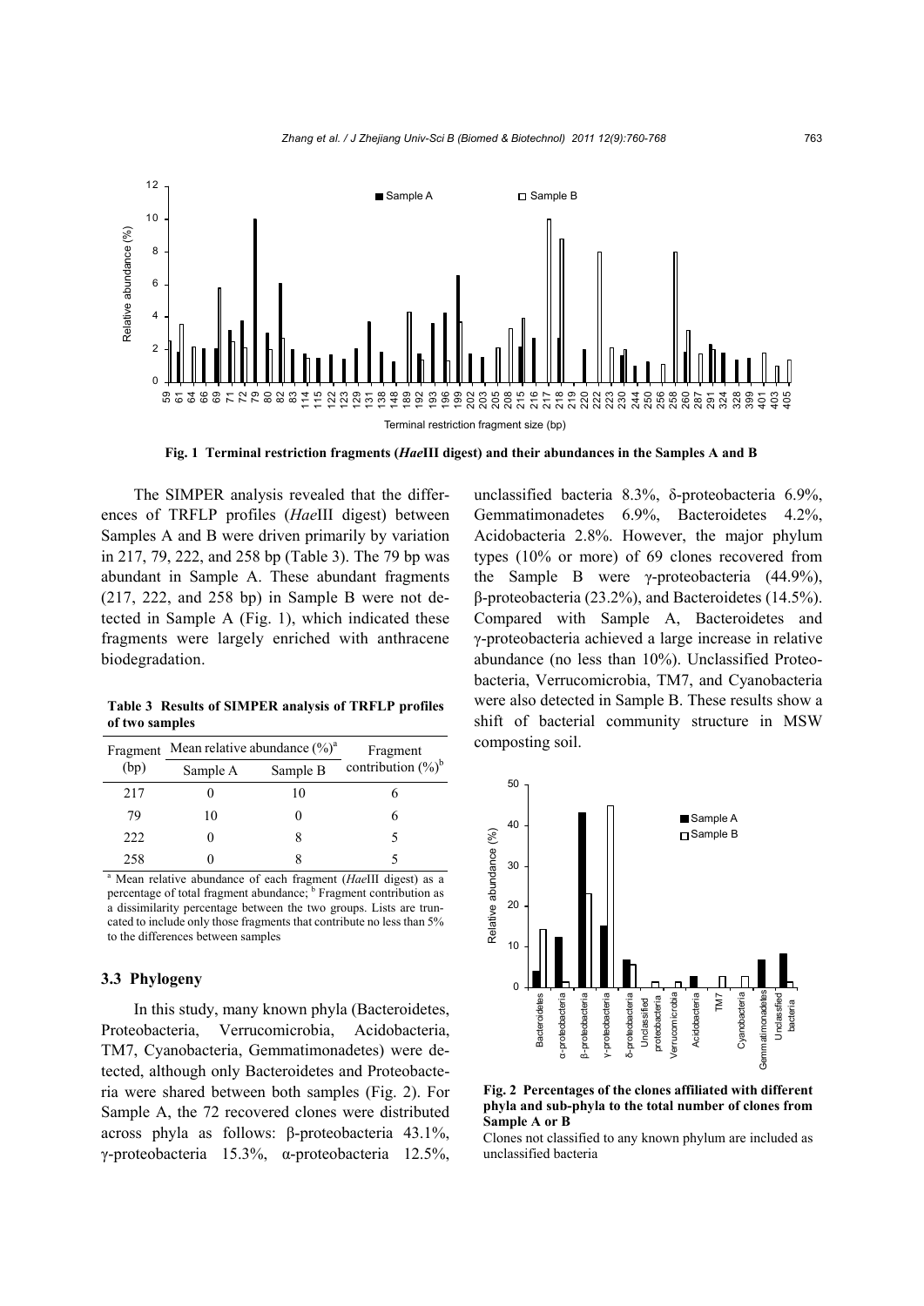**Fig. 1 Terminal restriction fragments (*Hae*III digest) and their abundances in the Samples A and B**

The SIMPER analysis revealed that the differences of TRFLP profiles (*Hae*III digest) between Samples A and B were driven primarily by variation in 217, 79, 222, and 258 bp (Table 3). The 79 bp was abundant in Sample A. These abundant fragments (217, 222, and 258 bp) in Sample B were not detected in Sample A (Fig. 1), which indicated these fragments were largely enriched with anthracene biodegradation.

**Table 3 Results of SIMPER analysis of TRFLP profiles of two samples**

| Fragment (bp) | Mean relative abundance (%)[a] | | Fragment contribution (%)[b] |
|---|---|---|---|
| | Sample A | Sample B | |
| 217 | 0 | 10 | 6 |
| 79 | 10 | 0 | 6 |
| 222 | 0 | 8 | 5 |
| 258 | 0 | 8 | 5 |

[a] Mean relative abundance of each fragment (*Hae*III digest) as a percentage of total fragment abundance; [b] Fragment contribution as a dissimilarity percentage between the two groups. Lists are truncated to include only those fragments that contribute no less than 5% to the differences between samples

### 3.3 Phylogeny

In this study, many known phyla (Bacteroidetes, Proteobacteria, Verrucomicrobia, Acidobacteria, TM7, Cyanobacteria, Gemmatimonadetes) were detected, although only Bacteroidetes and Proteobacteria were shared between both samples (Fig. 2). For Sample A, the 72 recovered clones were distributed across phyla as follows: β-proteobacteria 43.1%, γ-proteobacteria 15.3%, α-proteobacteria 12.5%, unclassified bacteria 8.3%, δ-proteobacteria 6.9%, Gemmatimonadetes 6.9%, Bacteroidetes 4.2%, Acidobacteria 2.8%. However, the major phylum types (10% or more) of 69 clones recovered from the Sample B were γ-proteobacteria (44.9%), β-proteobacteria (23.2%), and Bacteroidetes (14.5%). Compared with Sample A, Bacteroidetes and γ-proteobacteria achieved a large increase in relative abundance (no less than 10%). Unclassified Proteobacteria, Verrucomicrobia, TM7, and Cyanobacteria were also detected in Sample B. These results show a shift of bacterial community structure in MSW composting soil.

**Fig. 2 Percentages of the clones affiliated with different phyla and sub-phyla to the total number of clones from Sample A or B**

Clones not classified to any known phylum are included as unclassified bacteria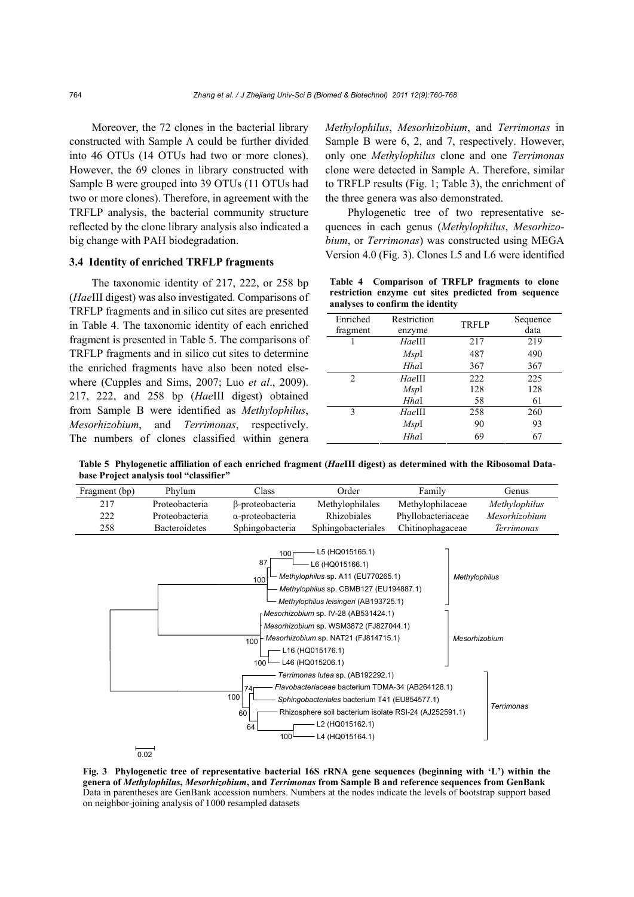Moreover, the 72 clones in the bacterial library constructed with Sample A could be further divided into 46 OTUs (14 OTUs had two or more clones). However, the 69 clones in library constructed with Sample B were grouped into 39 OTUs (11 OTUs had two or more clones). Therefore, in agreement with the TRFLP analysis, the bacterial community structure reflected by the clone library analysis also indicated a big change with PAH biodegradation.

### 3.4 Identity of enriched TRFLP fragments

The taxonomic identity of 217, 222, or 258 bp (*Hae*III digest) was also investigated. Comparisons of TRFLP fragments and in silico cut sites are presented in Table 4. The taxonomic identity of each enriched fragment is presented in Table 5. The comparisons of TRFLP fragments and in silico cut sites to determine the enriched fragments have also been noted elsewhere (Cupples and Sims, 2007; Luo *et al*., 2009). 217, 222, and 258 bp (*Hae*III digest) obtained from Sample B were identified as *Methylophilus*, *Mesorhizobium*, and *Terrimonas*, respectively. The numbers of clones classified within genera *Methylophilus*, *Mesorhizobium*, and *Terrimonas* in Sample B were 6, 2, and 7, respectively. However, only one *Methylophilus* clone and one *Terrimonas* clone were detected in Sample A. Therefore, similar to TRFLP results (Fig. 1; Table 3), the enrichment of the three genera was also demonstrated.

Phylogenetic tree of two representative sequences in each genus (*Methylophilus*, *Mesorhizobium*, or *Terrimonas*) was constructed using MEGA Version 4.0 (Fig. 3). Clones L5 and L6 were identified

**Table 4 Comparison of TRFLP fragments to clone restriction enzyme cut sites predicted from sequence analyses to confirm the identity**

| Enriched fragment | Restriction enzyme | TRFLP | Sequence data |
|---|---|---|---|
| 1 | *Hae*III | 217 | 219 |
| | *Msp*I | 487 | 490 |
| | *Hha*I | 367 | 367 |
| 2 | *Hae*III | 222 | 225 |
| | *Msp*I | 128 | 128 |
| | *Hha*I | 58 | 61 |
| 3 | *Hae*III | 258 | 260 |
| | *Msp*I | 90 | 93 |
| | *Hha*I | 69 | 67 |

**Table 5 Phylogenetic affiliation of each enriched fragment (*Hae*III digest) as determined with the Ribosomal Database Project analysis tool "classifier"**

| Fragment (bp) | Phylum | Class | Order | Family | Genus |
|---|---|---|---|---|---|
| 217 | Proteobacteria | β-proteobacteria | Methylophilales | Methylophilaceae | *Methylophilus* |
| 222 | Proteobacteria | α-proteobacteria | Rhizobiales | Phyllobacteriaceae | *Mesorhizobium* |
| 258 | Bacteroidetes | Sphingobacteria | Sphingobacteriales | Chitinophagaceae | *Terrimonas* |

**Fig. 3 Phylogenetic tree of representative bacterial 16S rRNA gene sequences (beginning with 'L') within the genera of *Methylophilus*, *Mesorhizobium*, and *Terrimonas* from Sample B and reference sequences from GenBank**
Data in parentheses are GenBank accession numbers. Numbers at the nodes indicate the levels of bootstrap support based on neighbor-joining analysis of 1000 resampled datasets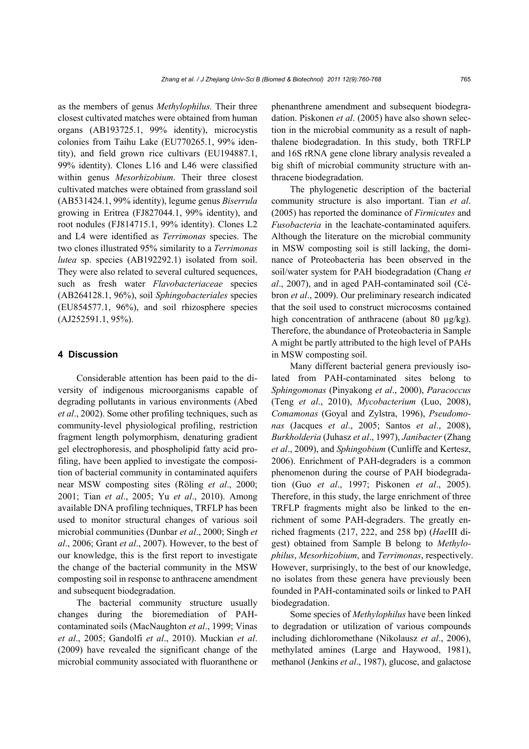as the members of genus *Methylophilus.* Their three closest cultivated matches were obtained from human organs (AB193725.1, 99% identity), microcystis colonies from Taihu Lake (EU770265.1, 99% identity), and field grown rice cultivars (EU194887.1, 99% identity). Clones L16 and L46 were classified within genus *Mesorhizobium*. Their three closest cultivated matches were obtained from grassland soil (AB531424.1, 99% identity), legume genus *Biserrula* growing in Eritrea (FJ827044.1, 99% identity), and root nodules (FJ814715.1, 99% identity). Clones L2 and L4 were identified as *Terrimonas* species. The two clones illustrated 95% similarity to a *Terrimonas lutea* sp. species (AB192292.1) isolated from soil. They were also related to several cultured sequences, such as fresh water *Flavobacteriaceae* species (AB264128.1, 96%), soil *Sphingobacteriales* species (EU854577.1, 96%), and soil rhizosphere species (AJ252591.1, 95%).

## 4 Discussion

Considerable attention has been paid to the diversity of indigenous microorganisms capable of degrading pollutants in various environments (Abed *et al*., 2002). Some other profiling techniques, such as community-level physiological profiling, restriction fragment length polymorphism, denaturing gradient gel electrophoresis, and phospholipid fatty acid profiling, have been applied to investigate the composition of bacterial community in contaminated aquifers near MSW composting sites (Röling *et al*., 2000; 2001; Tian *et al*., 2005; Yu *et al*., 2010). Among available DNA profiling techniques, TRFLP has been used to monitor structural changes of various soil microbial communities (Dunbar *et al*., 2000; Singh *et al*., 2006; Grant *et al*., 2007). However, to the best of our knowledge, this is the first report to investigate the change of the bacterial community in the MSW composting soil in response to anthracene amendment and subsequent biodegradation.

The bacterial community structure usually changes during the bioremediation of PAH-contaminated soils (MacNaughton *et al*., 1999; Vinas *et al*., 2005; Gandolfi *et al*., 2010). Muckian *et al*. (2009) have revealed the significant change of the microbial community associated with fluoranthene or phenanthrene amendment and subsequent biodegradation. Piskonen *et al*. (2005) have also shown selection in the microbial community as a result of naphthalene biodegradation. In this study, both TRFLP and 16S rRNA gene clone library analysis revealed a big shift of microbial community structure with anthracene biodegradation.

The phylogenetic description of the bacterial community structure is also important. Tian *et al*. (2005) has reported the dominance of *Firmicutes* and *Fusobacteria* in the leachate-contaminated aquifers. Although the literature on the microbial community in MSW composting soil is still lacking, the dominance of Proteobacteria has been observed in the soil/water system for PAH biodegradation (Chang *et al*., 2007), and in aged PAH-contaminated soil (Cébron *et al*., 2009). Our preliminary research indicated that the soil used to construct microcosms contained high concentration of anthracene (about 80 μg/kg). Therefore, the abundance of Proteobacteria in Sample A might be partly attributed to the high level of PAHs in MSW composting soil.

Many different bacterial genera previously isolated from PAH-contaminated sites belong to *Sphingomonas* (Pinyakong *et al*., 2000), *Paracoccus* (Teng *et al*., 2010), *Mycobacterium* (Luo, 2008), *Comamonas* (Goyal and Zylstra, 1996), *Pseudomonas* (Jacques *et al*., 2005; Santos *et al*., 2008), *Burkholderia* (Juhasz *et al*., 1997), *Janibacter* (Zhang *et al*., 2009), and *Sphingobium* (Cunliffe and Kertesz, 2006). Enrichment of PAH-degraders is a common phenomenon during the course of PAH biodegradation (Guo *et al*., 1997; Piskonen *et al*., 2005). Therefore, in this study, the large enrichment of three TRFLP fragments might also be linked to the enrichment of some PAH-degraders. The greatly enriched fragments (217, 222, and 258 bp) (*Hae*III digest) obtained from Sample B belong to *Methylophilus*, *Mesorhizobium*, and *Terrimonas*, respectively. However, surprisingly, to the best of our knowledge, no isolates from these genera have previously been founded in PAH-contaminated soils or linked to PAH biodegradation.

Some species of *Methylophilus* have been linked to degradation or utilization of various compounds including dichloromethane (Nikolausz *et al*., 2006), methylated amines (Large and Haywood, 1981), methanol (Jenkins *et al*., 1987), glucose, and galactose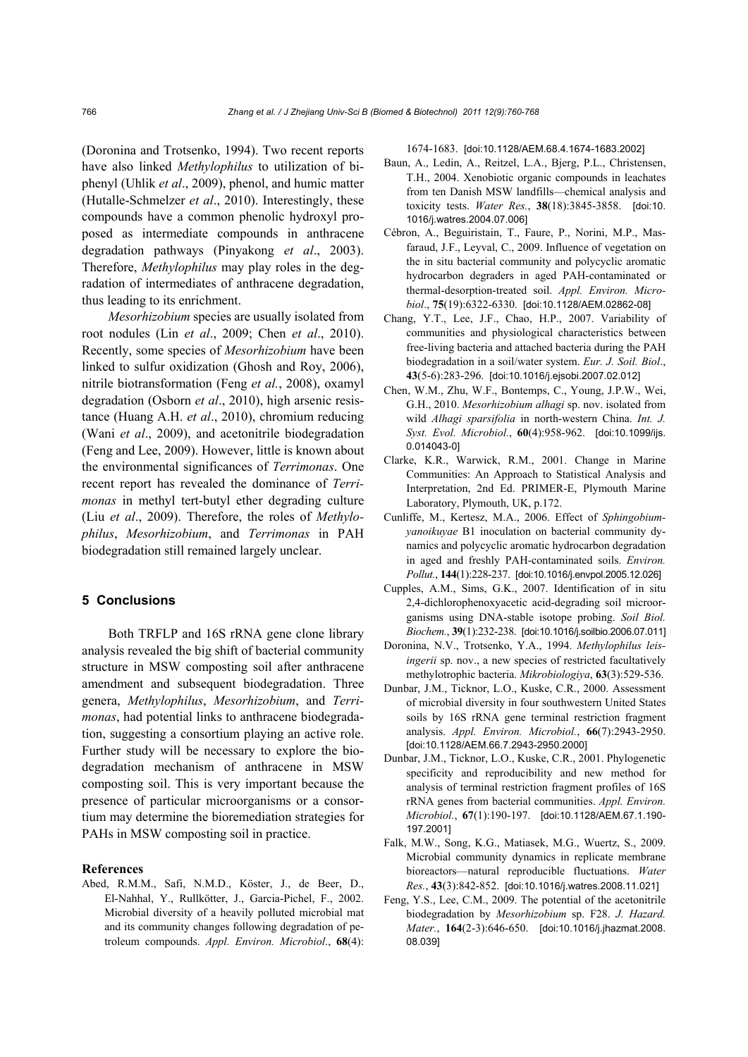(Doronina and Trotsenko, 1994). Two recent reports have also linked *Methylophilus* to utilization of biphenyl (Uhlik *et al*., 2009), phenol, and humic matter (Hutalle-Schmelzer *et al*., 2010). Interestingly, these compounds have a common phenolic hydroxyl proposed as intermediate compounds in anthracene degradation pathways (Pinyakong *et al*., 2003). Therefore, *Methylophilus* may play roles in the degradation of intermediates of anthracene degradation, thus leading to its enrichment.

*Mesorhizobium* species are usually isolated from root nodules (Lin *et al*., 2009; Chen *et al*., 2010). Recently, some species of *Mesorhizobium* have been linked to sulfur oxidization (Ghosh and Roy, 2006), nitrile biotransformation (Feng *et al.*, 2008), oxamyl degradation (Osborn *et al*., 2010), high arsenic resistance (Huang A.H. *et al*., 2010), chromium reducing (Wani *et al*., 2009), and acetonitrile biodegradation (Feng and Lee, 2009). However, little is known about the environmental significances of *Terrimonas*. One recent report has revealed the dominance of *Terrimonas* in methyl tert-butyl ether degrading culture (Liu *et al*., 2009). Therefore, the roles of *Methylophilus*, *Mesorhizobium*, and *Terrimonas* in PAH biodegradation still remained largely unclear.

## 5 Conclusions

Both TRFLP and 16S rRNA gene clone library analysis revealed the big shift of bacterial community structure in MSW composting soil after anthracene amendment and subsequent biodegradation. Three genera, *Methylophilus*, *Mesorhizobium*, and *Terrimonas*, had potential links to anthracene biodegradation, suggesting a consortium playing an active role. Further study will be necessary to explore the biodegradation mechanism of anthracene in MSW composting soil. This is very important because the presence of particular microorganisms or a consortium may determine the bioremediation strategies for PAHs in MSW composting soil in practice.

## References

Abed, R.M.M., Safi, N.M.D., Köster, J., de Beer, D., El-Nahhal, Y., Rullkötter, J., Garcia-Pichel, F., 2002. Microbial diversity of a heavily polluted microbial mat and its community changes following degradation of petroleum compounds. *Appl. Environ. Microbiol*., **68**(4): 1674-1683. [doi:10.1128/AEM.68.4.1674-1683.2002]

Baun, A., Ledin, A., Reitzel, L.A., Bjerg, P.L., Christensen, T.H., 2004. Xenobiotic organic compounds in leachates from ten Danish MSW landfills—chemical analysis and toxicity tests. *Water Res.*, **38**(18):3845-3858. [doi:10.1016/j.watres.2004.07.006]

Cébron, A., Beguiristain, T., Faure, P., Norini, M.P., Masfaraud, J.F., Leyval, C., 2009. Influence of vegetation on the in situ bacterial community and polycyclic aromatic hydrocarbon degraders in aged PAH-contaminated or thermal-desorption-treated soil. *Appl. Environ. Microbiol*., **75**(19):6322-6330. [doi:10.1128/AEM.02862-08]

Chang, Y.T., Lee, J.F., Chao, H.P., 2007. Variability of communities and physiological characteristics between free-living bacteria and attached bacteria during the PAH biodegradation in a soil/water system. *Eur. J. Soil. Biol*., **43**(5-6):283-296. [doi:10.1016/j.ejsobi.2007.02.012]

Chen, W.M., Zhu, W.F., Bontemps, C., Young, J.P.W., Wei, G.H., 2010. *Mesorhizobium alhagi* sp. nov. isolated from wild *Alhagi sparsifolia* in north-western China. *Int. J. Syst. Evol. Microbiol.*, **60**(4):958-962. [doi:10.1099/ijs.0.014043-0]

Clarke, K.R., Warwick, R.M., 2001. Change in Marine Communities: An Approach to Statistical Analysis and Interpretation, 2nd Ed. PRIMER-E, Plymouth Marine Laboratory, Plymouth, UK, p.172.

Cunliffe, M., Kertesz, M.A., 2006. Effect of *Sphingobium yanoikuyae* B1 inoculation on bacterial community dynamics and polycyclic aromatic hydrocarbon degradation in aged and freshly PAH-contaminated soils. *Environ. Pollut.*, **144**(1):228-237. [doi:10.1016/j.envpol.2005.12.026]

Cupples, A.M., Sims, G.K., 2007. Identification of in situ 2,4-dichlorophenoxyacetic acid-degrading soil microorganisms using DNA-stable isotope probing. *Soil Biol. Biochem.*, **39**(1):232-238. [doi:10.1016/j.soilbio.2006.07.011]

Doronina, N.V., Trotsenko, Y.A., 1994. *Methylophilus leisingerii* sp. nov., a new species of restricted facultatively methylotrophic bacteria. *Mikrobiologiya*, **63**(3):529-536.

Dunbar, J.M., Ticknor, L.O., Kuske, C.R., 2000. Assessment of microbial diversity in four southwestern United States soils by 16S rRNA gene terminal restriction fragment analysis. *Appl. Environ. Microbiol.*, **66**(7):2943-2950. [doi:10.1128/AEM.66.7.2943-2950.2000]

Dunbar, J.M., Ticknor, L.O., Kuske, C.R., 2001. Phylogenetic specificity and reproducibility and new method for analysis of terminal restriction fragment profiles of 16S rRNA genes from bacterial communities. *Appl. Environ. Microbiol.*, **67**(1):190-197. [doi:10.1128/AEM.67.1.190-197.2001]

Falk, M.W., Song, K.G., Matiasek, M.G., Wuertz, S., 2009. Microbial community dynamics in replicate membrane bioreactors—natural reproducible fluctuations. *Water Res.*, **43**(3):842-852. [doi:10.1016/j.watres.2008.11.021]

Feng, Y.S., Lee, C.M., 2009. The potential of the acetonitrile biodegradation by *Mesorhizobium* sp. F28. *J. Hazard. Mater.*, **164**(2-3):646-650. [doi:10.1016/j.jhazmat.2008.08.039]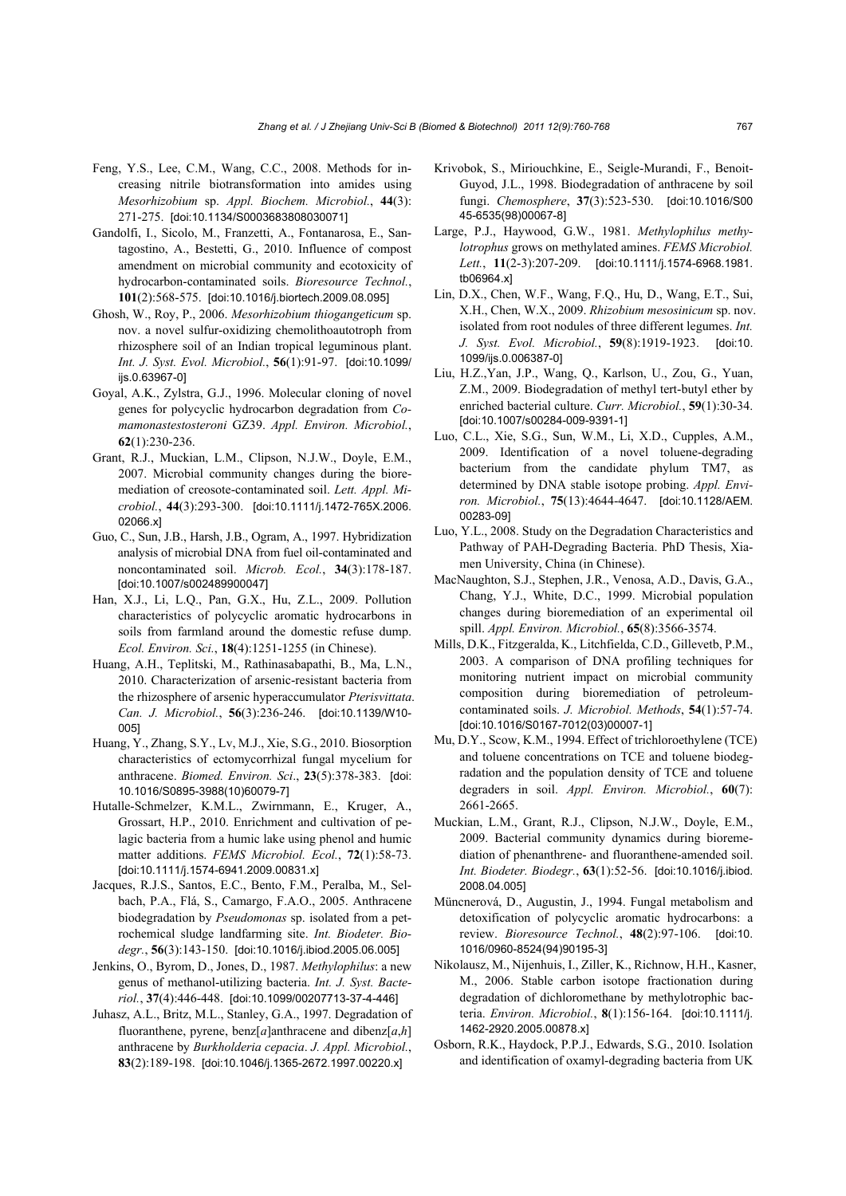Feng, Y.S., Lee, C.M., Wang, C.C., 2008. Methods for increasing nitrile biotransformation into amides using *Mesorhizobium* sp. *Appl. Biochem. Microbiol.*, **44**(3): 271-275. [doi:10.1134/S0003683808030071]

Gandolfi, I., Sicolo, M., Franzetti, A., Fontanarosa, E., Santagostino, A., Bestetti, G., 2010. Influence of compost amendment on microbial community and ecotoxicity of hydrocarbon-contaminated soils. *Bioresource Technol.*, **101**(2):568-575. [doi:10.1016/j.biortech.2009.08.095]

Ghosh, W., Roy, P., 2006. *Mesorhizobium thiogangeticum* sp. nov. a novel sulfur-oxidizing chemolithoautotroph from rhizosphere soil of an Indian tropical leguminous plant. *Int. J. Syst. Evol. Microbiol.*, **56**(1):91-97. [doi:10.1099/ijs.0.63967-0]

Goyal, A.K., Zylstra, G.J., 1996. Molecular cloning of novel genes for polycyclic hydrocarbon degradation from *Comamonastestosteroni* GZ39. *Appl. Environ. Microbiol.*, **62**(1):230-236.

Grant, R.J., Muckian, L.M., Clipson, N.J.W., Doyle, E.M., 2007. Microbial community changes during the bioremediation of creosote-contaminated soil. *Lett. Appl. Microbiol.*, **44**(3):293-300. [doi:10.1111/j.1472-765X.2006.02066.x]

Guo, C., Sun, J.B., Harsh, J.B., Ogram, A., 1997. Hybridization analysis of microbial DNA from fuel oil-contaminated and noncontaminated soil. *Microb. Ecol.*, **34**(3):178-187. [doi:10.1007/s002489900047]

Han, X.J., Li, L.Q., Pan, G.X., Hu, Z.L., 2009. Pollution characteristics of polycyclic aromatic hydrocarbons in soils from farmland around the domestic refuse dump. *Ecol. Environ. Sci.*, **18**(4):1251-1255 (in Chinese).

Huang, A.H., Teplitski, M., Rathinasabapathi, B., Ma, L.N., 2010. Characterization of arsenic-resistant bacteria from the rhizosphere of arsenic hyperaccumulator *Pterisvittata*. *Can. J. Microbiol.*, **56**(3):236-246. [doi:10.1139/W10-005]

Huang, Y., Zhang, S.Y., Lv, M.J., Xie, S.G., 2010. Biosorption characteristics of ectomycorrhizal fungal mycelium for anthracene. *Biomed. Environ. Sci.*, **23**(5):378-383. [doi:10.1016/S0895-3988(10)60079-7]

Hutalle-Schmelzer, K.M.L., Zwirnmann, E., Kruger, A., Grossart, H.P., 2010. Enrichment and cultivation of pelagic bacteria from a humic lake using phenol and humic matter additions. *FEMS Microbiol. Ecol.*, **72**(1):58-73. [doi:10.1111/j.1574-6941.2009.00831.x]

Jacques, R.J.S., Santos, E.C., Bento, F.M., Peralba, M., Selbach, P.A., Flá, S., Camargo, F.A.O., 2005. Anthracene biodegradation by *Pseudomonas* sp. isolated from a petrochemical sludge landfarming site. *Int. Biodeter. Biodegr.*, **56**(3):143-150. [doi:10.1016/j.ibiod.2005.06.005]

Jenkins, O., Byrom, D., Jones, D., 1987. *Methylophilus*: a new genus of methanol-utilizing bacteria. *Int. J. Syst. Bacteriol.*, **37**(4):446-448. [doi:10.1099/00207713-37-4-446]

Juhasz, A.L., Britz, M.L., Stanley, G.A., 1997. Degradation of fluoranthene, pyrene, benz[*a*]anthracene and dibenz[*a*,*h*] anthracene by *Burkholderia cepacia*. *J. Appl. Microbiol.*, **83**(2):189-198. [doi:10.1046/j.1365-2672.1997.00220.x]

Krivobok, S., Miriouchkine, E., Seigle-Murandi, F., Benoit-Guyod, J.L., 1998. Biodegradation of anthracene by soil fungi. *Chemosphere*, **37**(3):523-530. [doi:10.1016/S0045-6535(98)00067-8]

Large, P.J., Haywood, G.W., 1981. *Methylophilus methylotrophus* grows on methylated amines. *FEMS Microbiol. Lett.*, **11**(2-3):207-209. [doi:10.1111/j.1574-6968.1981.tb06964.x]

Lin, D.X., Chen, W.F., Wang, F.Q., Hu, D., Wang, E.T., Sui, X.H., Chen, W.X., 2009. *Rhizobium mesosinicum* sp. nov. isolated from root nodules of three different legumes. *Int. J. Syst. Evol. Microbiol.*, **59**(8):1919-1923. [doi:10.1099/ijs.0.006387-0]

Liu, H.Z.,Yan, J.P., Wang, Q., Karlson, U., Zou, G., Yuan, Z.M., 2009. Biodegradation of methyl tert-butyl ether by enriched bacterial culture. *Curr. Microbiol.*, **59**(1):30-34. [doi:10.1007/s00284-009-9391-1]

Luo, C.L., Xie, S.G., Sun, W.M., Li, X.D., Cupples, A.M., 2009. Identification of a novel toluene-degrading bacterium from the candidate phylum TM7, as determined by DNA stable isotope probing. *Appl. Environ. Microbiol.*, **75**(13):4644-4647. [doi:10.1128/AEM.00283-09]

Luo, Y.L., 2008. Study on the Degradation Characteristics and Pathway of PAH-Degrading Bacteria. PhD Thesis, Xiamen University, China (in Chinese).

MacNaughton, S.J., Stephen, J.R., Venosa, A.D., Davis, G.A., Chang, Y.J., White, D.C., 1999. Microbial population changes during bioremediation of an experimental oil spill. *Appl. Environ. Microbiol.*, **65**(8):3566-3574.

Mills, D.K., Fitzgeralda, K., Litchfielda, C.D., Gillevetb, P.M., 2003. A comparison of DNA profiling techniques for monitoring nutrient impact on microbial community composition during bioremediation of petroleum-contaminated soils. *J. Microbiol. Methods*, **54**(1):57-74. [doi:10.1016/S0167-7012(03)00007-1]

Mu, D.Y., Scow, K.M., 1994. Effect of trichloroethylene (TCE) and toluene concentrations on TCE and toluene biodegradation and the population density of TCE and toluene degraders in soil. *Appl. Environ. Microbiol.*, **60**(7): 2661-2665.

Muckian, L.M., Grant, R.J., Clipson, N.J.W., Doyle, E.M., 2009. Bacterial community dynamics during bioremediation of phenanthrene- and fluoranthene-amended soil. *Int. Biodeter. Biodegr.*, **63**(1):52-56. [doi:10.1016/j.ibiod.2008.04.005]

Müncnerová, D., Augustin, J., 1994. Fungal metabolism and detoxification of polycyclic aromatic hydrocarbons: a review. *Bioresource Technol.*, **48**(2):97-106. [doi:10.1016/0960-8524(94)90195-3]

Nikolausz, M., Nijenhuis, I., Ziller, K., Richnow, H.H., Kasner, M., 2006. Stable carbon isotope fractionation during degradation of dichloromethane by methylotrophic bacteria. *Environ. Microbiol.*, **8**(1):156-164. [doi:10.1111/j.1462-2920.2005.00878.x]

Osborn, R.K., Haydock, P.P.J., Edwards, S.G., 2010. Isolation and identification of oxamyl-degrading bacteria from UK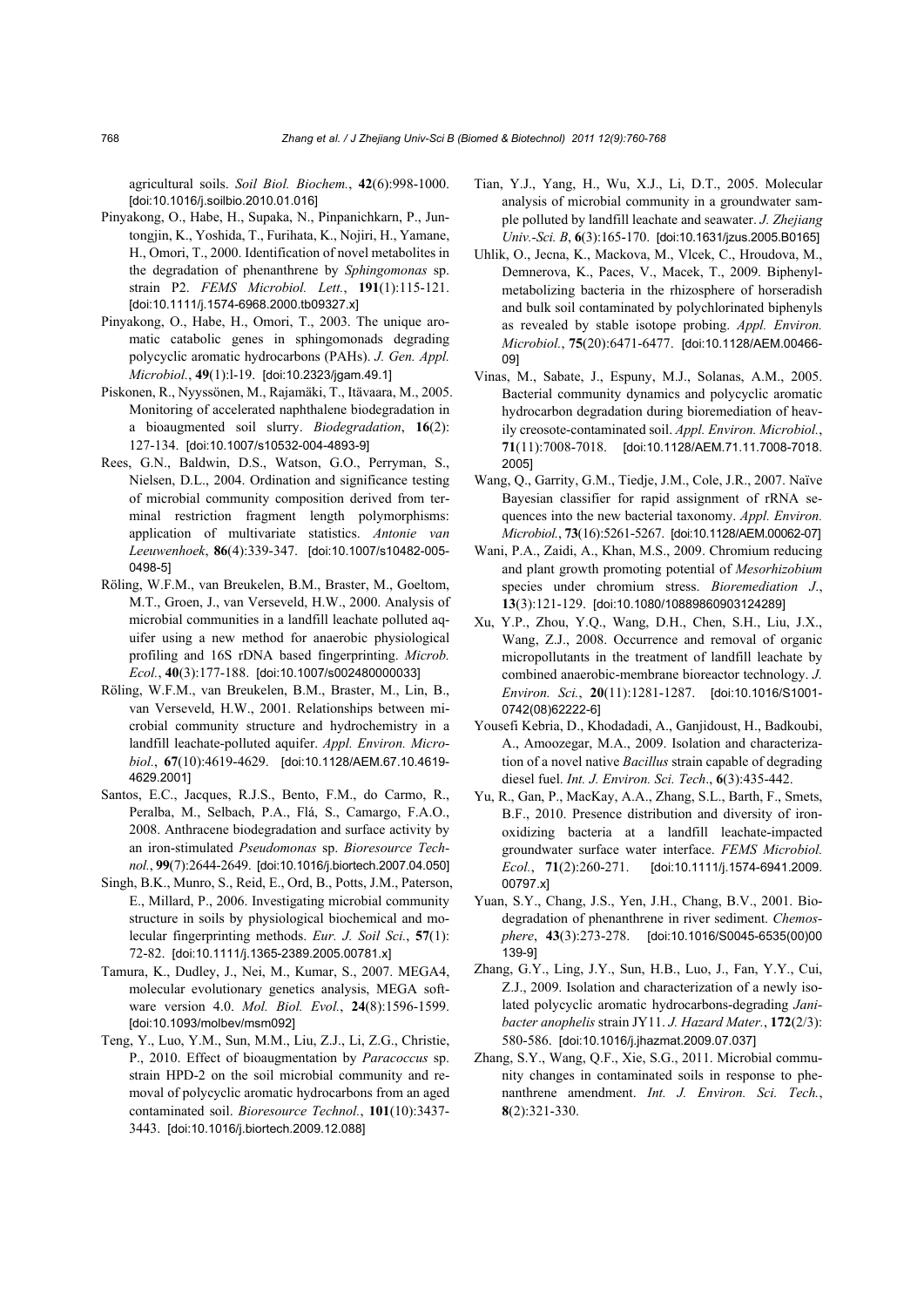agricultural soils. *Soil Biol. Biochem.*, **42**(6):998-1000. [doi:10.1016/j.soilbio.2010.01.016]

Pinyakong, O., Habe, H., Supaka, N., Pinpanichkarn, P., Juntongjin, K., Yoshida, T., Furihata, K., Nojiri, H., Yamane, H., Omori, T., 2000. Identification of novel metabolites in the degradation of phenanthrene by *Sphingomonas* sp. strain P2. *FEMS Microbiol. Lett.*, **191**(1):115-121. [doi:10.1111/j.1574-6968.2000.tb09327.x]

Pinyakong, O., Habe, H., Omori, T., 2003. The unique aromatic catabolic genes in sphingomonads degrading polycyclic aromatic hydrocarbons (PAHs). *J. Gen. Appl. Microbiol.*, **49**(1):l-19. [doi:10.2323/jgam.49.1]

Piskonen, R., Nyyssönen, M., Rajamäki, T., Itävaara, M., 2005. Monitoring of accelerated naphthalene biodegradation in a bioaugmented soil slurry. *Biodegradation*, **16**(2): 127-134. [doi:10.1007/s10532-004-4893-9]

Rees, G.N., Baldwin, D.S., Watson, G.O., Perryman, S., Nielsen, D.L., 2004. Ordination and significance testing of microbial community composition derived from terminal restriction fragment length polymorphisms: application of multivariate statistics. *Antonie van Leeuwenhoek*, **86**(4):339-347. [doi:10.1007/s10482-005-0498-5]

Röling, W.F.M., van Breukelen, B.M., Braster, M., Goeltom, M.T., Groen, J., van Verseveld, H.W., 2000. Analysis of microbial communities in a landfill leachate polluted aquifer using a new method for anaerobic physiological profiling and 16S rDNA based fingerprinting. *Microb. Ecol.*, **40**(3):177-188. [doi:10.1007/s002480000033]

Röling, W.F.M., van Breukelen, B.M., Braster, M., Lin, B., van Verseveld, H.W., 2001. Relationships between microbial community structure and hydrochemistry in a landfill leachate-polluted aquifer. *Appl. Environ. Microbiol.*, **67**(10):4619-4629. [doi:10.1128/AEM.67.10.4619-4629.2001]

Santos, E.C., Jacques, R.J.S., Bento, F.M., do Carmo, R., Peralba, M., Selbach, P.A., Flá, S., Camargo, F.A.O., 2008. Anthracene biodegradation and surface activity by an iron-stimulated *Pseudomonas* sp. *Bioresource Technol.*, **99**(7):2644-2649. [doi:10.1016/j.biortech.2007.04.050]

Singh, B.K., Munro, S., Reid, E., Ord, B., Potts, J.M., Paterson, E., Millard, P., 2006. Investigating microbial community structure in soils by physiological biochemical and molecular fingerprinting methods. *Eur. J. Soil Sci.*, **57**(1): 72-82. [doi:10.1111/j.1365-2389.2005.00781.x]

Tamura, K., Dudley, J., Nei, M., Kumar, S., 2007. MEGA4, molecular evolutionary genetics analysis, MEGA software version 4.0. *Mol. Biol. Evol.*, **24**(8):1596-1599. [doi:10.1093/molbev/msm092]

Teng, Y., Luo, Y.M., Sun, M.M., Liu, Z.J., Li, Z.G., Christie, P., 2010. Effect of bioaugmentation by *Paracoccus* sp. strain HPD-2 on the soil microbial community and removal of polycyclic aromatic hydrocarbons from an aged contaminated soil. *Bioresource Technol.*, **101**(10):3437-3443. [doi:10.1016/j.biortech.2009.12.088]

Tian, Y.J., Yang, H., Wu, X.J., Li, D.T., 2005. Molecular analysis of microbial community in a groundwater sample polluted by landfill leachate and seawater. *J. Zhejiang Univ.-Sci. B*, **6**(3):165-170. [doi:10.1631/jzus.2005.B0165]

Uhlik, O., Jecna, K., Mackova, M., Vlcek, C., Hroudova, M., Demnerova, K., Paces, V., Macek, T., 2009. Biphenyl-metabolizing bacteria in the rhizosphere of horseradish and bulk soil contaminated by polychlorinated biphenyls as revealed by stable isotope probing. *Appl. Environ. Microbiol.*, **75**(20):6471-6477. [doi:10.1128/AEM.00466-09]

Vinas, M., Sabate, J., Espuny, M.J., Solanas, A.M., 2005. Bacterial community dynamics and polycyclic aromatic hydrocarbon degradation during bioremediation of heavily creosote-contaminated soil. *Appl. Environ. Microbiol.*, **71**(11):7008-7018. [doi:10.1128/AEM.71.11.7008-7018.2005]

Wang, Q., Garrity, G.M., Tiedje, J.M., Cole, J.R., 2007. Naïve Bayesian classifier for rapid assignment of rRNA sequences into the new bacterial taxonomy. *Appl. Environ. Microbiol.*, **73**(16):5261-5267. [doi:10.1128/AEM.00062-07]

Wani, P.A., Zaidi, A., Khan, M.S., 2009. Chromium reducing and plant growth promoting potential of *Mesorhizobium* species under chromium stress. *Bioremediation J.*, **13**(3):121-129. [doi:10.1080/10889860903124289]

Xu, Y.P., Zhou, Y.Q., Wang, D.H., Chen, S.H., Liu, J.X., Wang, Z.J., 2008. Occurrence and removal of organic micropollutants in the treatment of landfill leachate by combined anaerobic-membrane bioreactor technology. *J. Environ. Sci.*, **20**(11):1281-1287. [doi:10.1016/S1001-0742(08)62222-6]

Yousefi Kebria, D., Khodadadi, A., Ganjidoust, H., Badkoubi, A., Amoozegar, M.A., 2009. Isolation and characterization of a novel native *Bacillus* strain capable of degrading diesel fuel. *Int. J. Environ. Sci. Tech.*, **6**(3):435-442.

Yu, R., Gan, P., MacKay, A.A., Zhang, S.L., Barth, F., Smets, B.F., 2010. Presence distribution and diversity of iron-oxidizing bacteria at a landfill leachate-impacted groundwater surface water interface. *FEMS Microbiol. Ecol.*, **71**(2):260-271. [doi:10.1111/j.1574-6941.2009.00797.x]

Yuan, S.Y., Chang, J.S., Yen, J.H., Chang, B.V., 2001. Biodegradation of phenanthrene in river sediment. *Chemosphere*, **43**(3):273-278. [doi:10.1016/S0045-6535(00)00139-9]

Zhang, G.Y., Ling, J.Y., Sun, H.B., Luo, J., Fan, Y.Y., Cui, Z.J., 2009. Isolation and characterization of a newly isolated polycyclic aromatic hydrocarbons-degrading *Janibacter anophelis* strain JY11. *J. Hazard Mater.*, **172**(2/3): 580-586. [doi:10.1016/j.jhazmat.2009.07.037]

Zhang, S.Y., Wang, Q.F., Xie, S.G., 2011. Microbial community changes in contaminated soils in response to phenanthrene amendment. *Int. J. Environ. Sci. Tech.*, **8**(2):321-330.